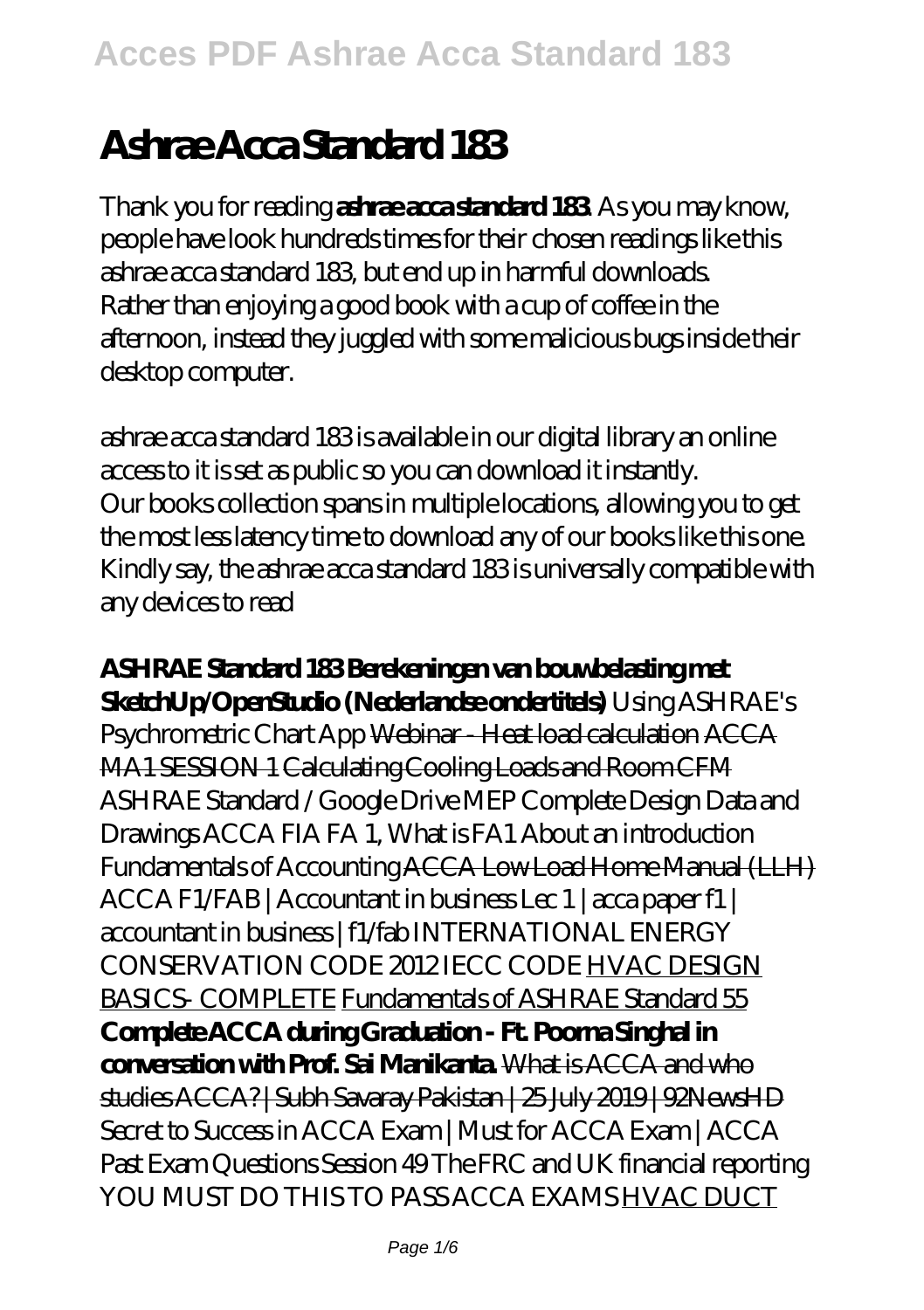# Ashrae Acca Standard 183

Thank you for reading **ashrae acca standard 183**. As you may know, people have look hundreds times for their chosen readings like this ashrae acca standard 183, but end up in harmful downloads. Rather than enjoying a good book with a cup of coffee in the afternoon, instead they juggled with some malicious bugs inside their desktop computer.

ashrae acca standard 183 is available in our digital library an online access to it is set as public so you can download it instantly. Our books collection spans in multiple locations, allowing you to get the most less latency time to download any of our books like this one. Kindly say, the ashrae acca standard 183 is universally compatible with any devices to read

**ASHRAE Standard 183 Berekeningen van bouwbelasting met SketchUp/OpenStudio (Nederlandse ondertitels)** *Using ASHRAE's Psychrometric Chart App* Webinar - Heat load calculation ACCA MA1 SESSION 1 Calculating Cooling Loads and Room CFM *ASHRAE Standard / Google Drive MEP Complete Design Data and Drawings ACCA FIA FA 1, What is FA1 About an introduction Fundamentals of Accounting* ACCA Low Load Home Manual (LLH) *ACCA F1/FAB | Accountant in business Lec 1 | acca paper f1 | accountant in business | f1/fab INTERNATIONAL ENERGY CONSERVATION CODE 2012 IECC CODE* HVAC DESIGN BASICS- COMPLETE Fundamentals of ASHRAE Standard 55 **Complete ACCA during Graduation - Ft. Poorna Singhal in conversation with Prof. Sai Manikanta.** What is ACCA and who studies ACCA? | Subh Savaray Pakistan | 25 July 2019 | 92NewsHD *Secret to Success in ACCA Exam | Must for ACCA Exam | ACCA Past Exam Questions Session 49 The FRC and UK financial reporting YOU MUST DO THIS TO PASS ACCA EXAMS* HVAC DUCT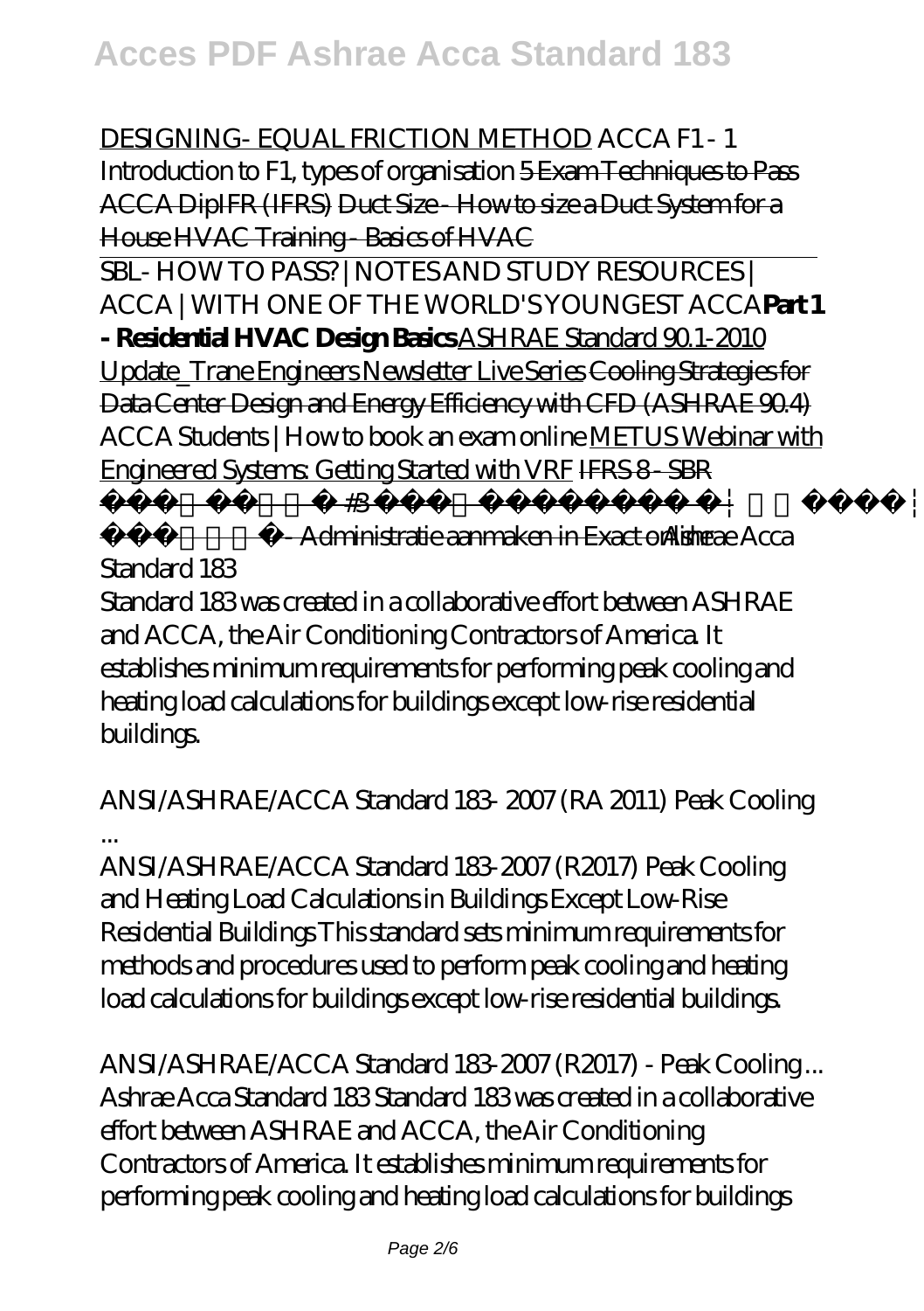DESIGNING- EQUAL FRICTION METHOD *ACCA F1 - 1 Introduction to F1, types of organisation* ~~5 Exam Techniques to Pass ACCA DipIFR (IFRS)~~ ~~Duct Size - How to size a Duct System for a House~~ ~~HVAC Training - Basics of HVAC~~

SBL- HOW TO PASS? | NOTES AND STUDY RESOURCES | ACCA | WITH ONE OF THE WORLD'S YOUNGEST ACCA **Part 1 - Residential HVAC Design Basics** ASHRAE Standard 90.1-2010 Update_Trane Engineers Newsletter Live Series ~~Cooling Strategies for Data Center Design and Energy Efficiency with CFD (ASHRAE 90.4)~~ *ACCA Students | How to book an exam online* METUS Webinar with Engineered Systems: Getting Started with VRF ~~IFRS 8 - SBR~~ #3 | | - Administratie aanmaken in Exact online *Ashrae Acca Standard 183*

Standard 183 was created in a collaborative effort between ASHRAE and ACCA, the Air Conditioning Contractors of America. It establishes minimum requirements for performing peak cooling and heating load calculations for buildings except low-rise residential buildings.

*ANSI/ASHRAE/ACCA Standard 183- 2007 (RA 2011) Peak Cooling ...*

ANSI/ASHRAE/ACCA Standard 183-2007 (R2017) Peak Cooling and Heating Load Calculations in Buildings Except Low-Rise Residential Buildings This standard sets minimum requirements for methods and procedures used to perform peak cooling and heating load calculations for buildings except low-rise residential buildings.

*ANSI/ASHRAE/ACCA Standard 183-2007 (R2017) - Peak Cooling ...*

Ashrae Acca Standard 183 Standard 183 was created in a collaborative effort between ASHRAE and ACCA, the Air Conditioning Contractors of America. It establishes minimum requirements for performing peak cooling and heating load calculations for buildings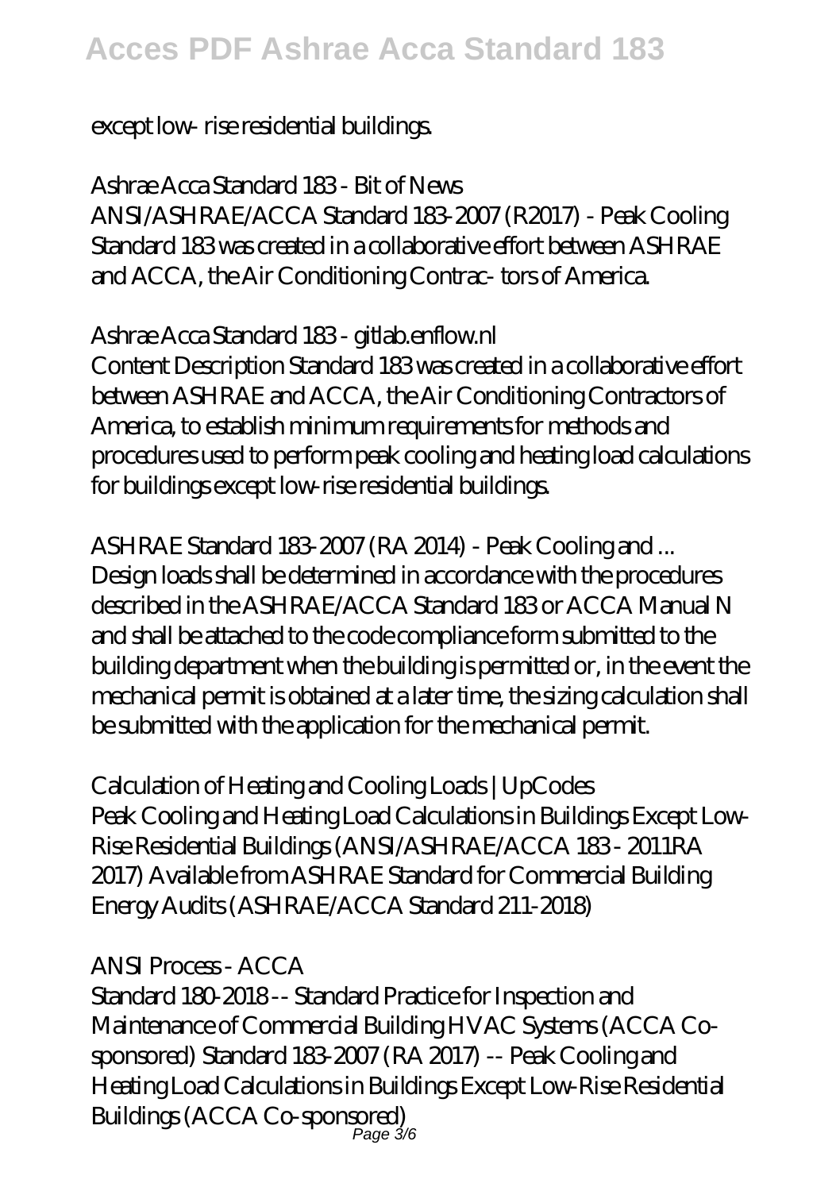except low- rise residential buildings.

*Ashrae Acca Standard 183 - Bit of News*

ANSI/ASHRAE/ACCA Standard 183-2007 (R2017) - Peak Cooling Standard 183 was created in a collaborative effort between ASHRAE and ACCA, the Air Conditioning Contrac- tors of America.

*Ashrae Acca Standard 183 - gitlab.enflow.nl*

Content Description Standard 183 was created in a collaborative effort between ASHRAE and ACCA, the Air Conditioning Contractors of America, to establish minimum requirements for methods and procedures used to perform peak cooling and heating load calculations for buildings except low-rise residential buildings.

*ASHRAE Standard 183-2007 (RA 2014) - Peak Cooling and ...*

Design loads shall be determined in accordance with the procedures described in the ASHRAE/ACCA Standard 183 or ACCA Manual N and shall be attached to the code compliance form submitted to the building department when the building is permitted or, in the event the mechanical permit is obtained at a later time, the sizing calculation shall be submitted with the application for the mechanical permit.

*Calculation of Heating and Cooling Loads | UpCodes*

Peak Cooling and Heating Load Calculations in Buildings Except Low-Rise Residential Buildings (ANSI/ASHRAE/ACCA 183 - 2011RA 2017) Available from ASHRAE Standard for Commercial Building Energy Audits (ASHRAE/ACCA Standard 211-2018)

*ANSI Process - ACCA*

Standard 180-2018 -- Standard Practice for Inspection and Maintenance of Commercial Building HVAC Systems (ACCA Co-sponsored) Standard 183-2007 (RA 2017) -- Peak Cooling and Heating Load Calculations in Buildings Except Low-Rise Residential Buildings (ACCA Co-sponsored)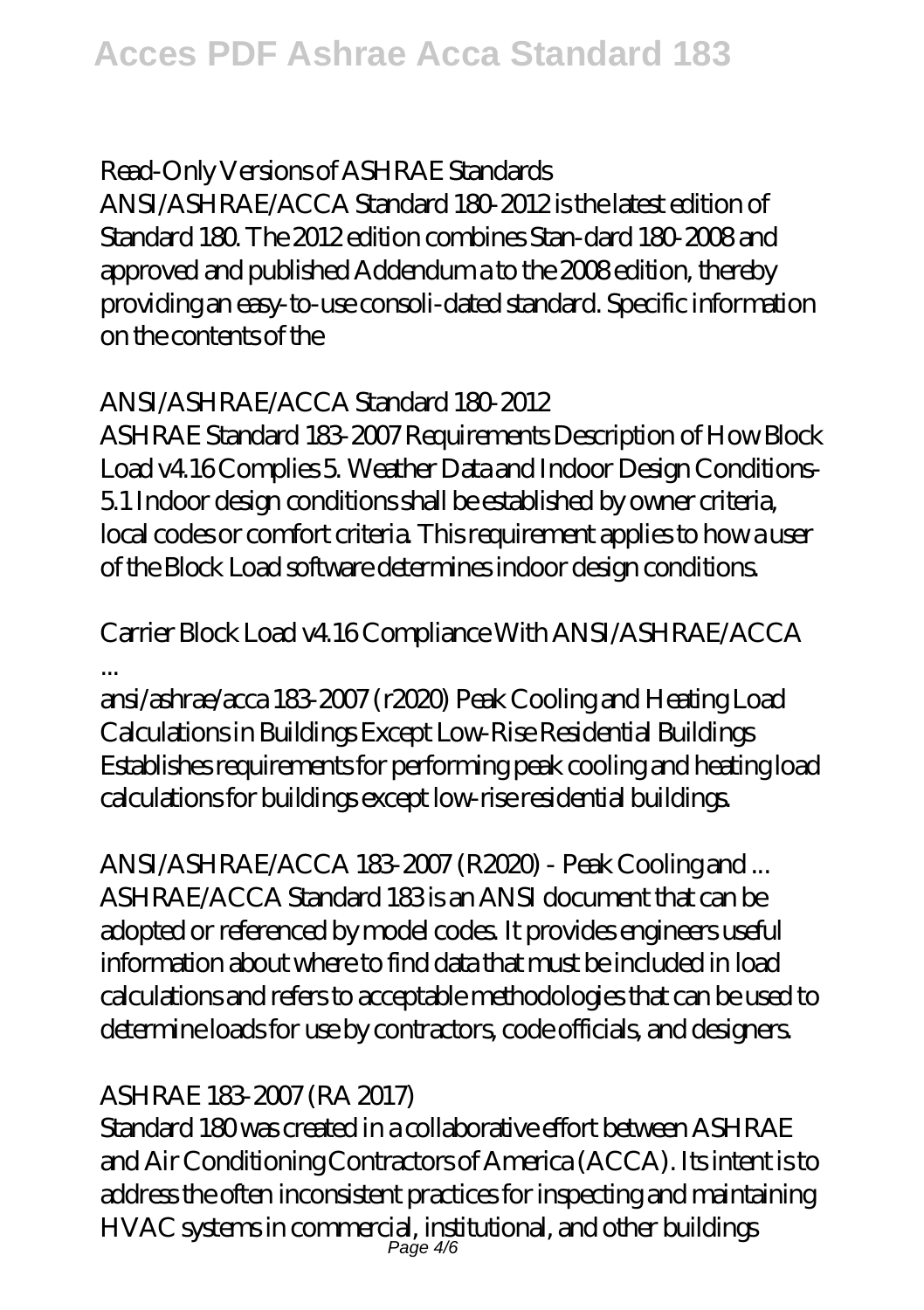## Read-Only Versions of ASHRAE Standards

ANSI/ASHRAE/ACCA Standard 180-2012 is the latest edition of Standard 180. The 2012 edition combines Stan-dard 180-2008 and approved and published Addendum a to the 2008 edition, thereby providing an easy-to-use consoli-dated standard. Specific information on the contents of the

## ANSI/ASHRAE/ACCA Standard 180-2012

ASHRAE Standard 183-2007 Requirements Description of How Block Load v4.16 Complies 5. Weather Data and Indoor Design Conditions- 5.1 Indoor design conditions shall be established by owner criteria, local codes or comfort criteria. This requirement applies to how a user of the Block Load software determines indoor design conditions.

## Carrier Block Load v4.16 Compliance With ANSI/ASHRAE/ACCA ...

ansi/ashrae/acca 183-2007 (r2020) Peak Cooling and Heating Load Calculations in Buildings Except Low-Rise Residential Buildings Establishes requirements for performing peak cooling and heating load calculations for buildings except low-rise residential buildings.

## ANSI/ASHRAE/ACCA 183-2007 (R2020) - Peak Cooling and ...

ASHRAE/ACCA Standard 183 is an ANSI document that can be adopted or referenced by model codes. It provides engineers useful information about where to find data that must be included in load calculations and refers to acceptable methodologies that can be used to determine loads for use by contractors, code officials, and designers.

## ASHRAE 183-2007 (RA 2017)

Standard 180 was created in a collaborative effort between ASHRAE and Air Conditioning Contractors of America (ACCA). Its intent is to address the often inconsistent practices for inspecting and maintaining HVAC systems in commercial, institutional, and other buildings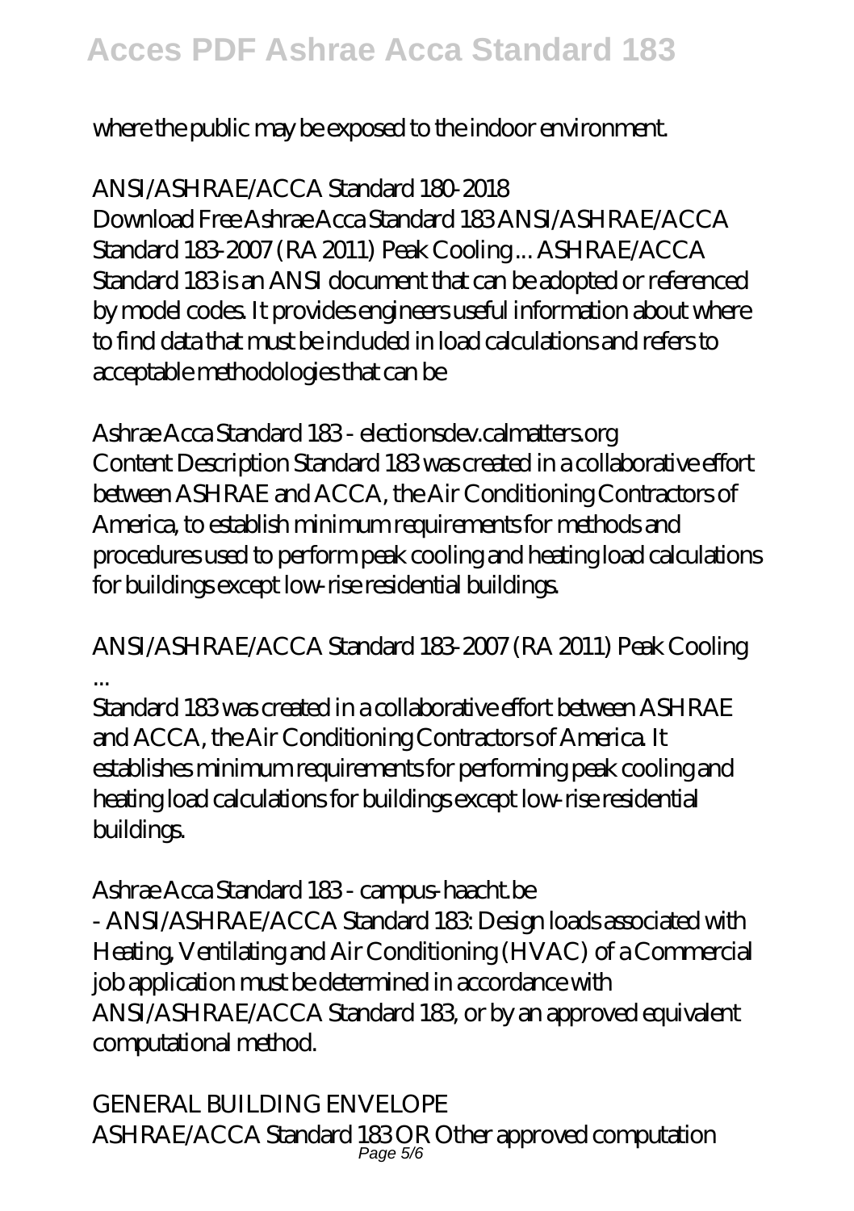where the public may be exposed to the indoor environment.

*ANSI/ASHRAE/ACCA Standard 180-2018*

Download Free Ashrae Acca Standard 183 ANSI/ASHRAE/ACCA Standard 183-2007 (RA 2011) Peak Cooling ... ASHRAE/ACCA Standard 183 is an ANSI document that can be adopted or referenced by model codes. It provides engineers useful information about where to find data that must be included in load calculations and refers to acceptable methodologies that can be

*Ashrae Acca Standard 183 - electionsdev.calmatters.org*

Content Description Standard 183 was created in a collaborative effort between ASHRAE and ACCA, the Air Conditioning Contractors of America, to establish minimum requirements for methods and procedures used to perform peak cooling and heating load calculations for buildings except low-rise residential buildings.

*ANSI/ASHRAE/ACCA Standard 183-2007 (RA 2011) Peak Cooling ...*

Standard 183 was created in a collaborative effort between ASHRAE and ACCA, the Air Conditioning Contractors of America. It establishes minimum requirements for performing peak cooling and heating load calculations for buildings except low-rise residential buildings.

*Ashrae Acca Standard 183 - campus-haacht.be*

- ANSI/ASHRAE/ACCA Standard 183: Design loads associated with Heating, Ventilating and Air Conditioning (HVAC) of a Commercial job application must be determined in accordance with ANSI/ASHRAE/ACCA Standard 183, or by an approved equivalent computational method.

*GENERAL BUILDING ENVELOPE*

ASHRAE/ACCA Standard 183 OR Other approved computation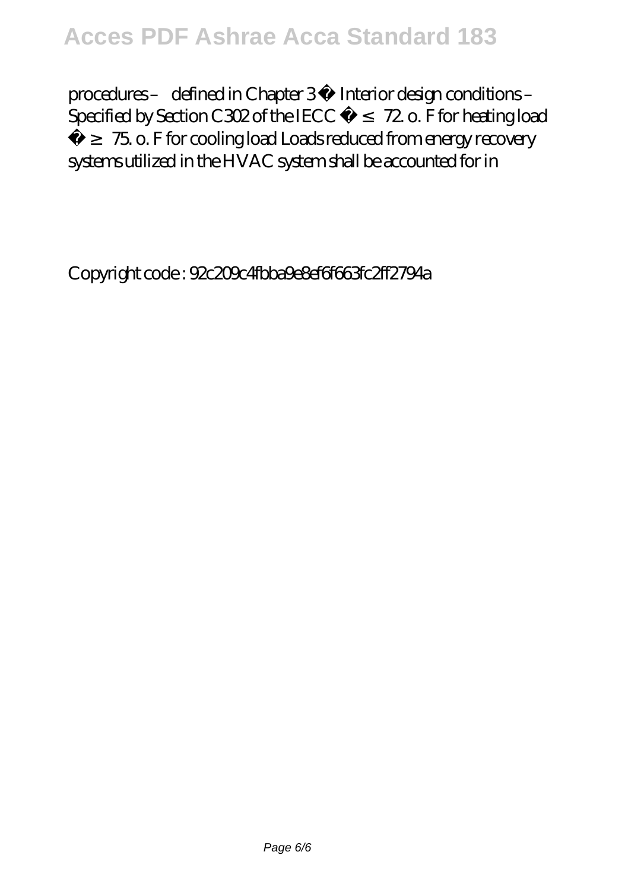procedures – defined in Chapter 3 • Interior design conditions – Specified by Section C302 of the IECC • ≤ 72. o. F for heating load • ≥ 75. o. F for cooling load Loads reduced from energy recovery systems utilized in the HVAC system shall be accounted for in

Copyright code : 92c209c4fbba9e8ef6f663fc2ff2794a